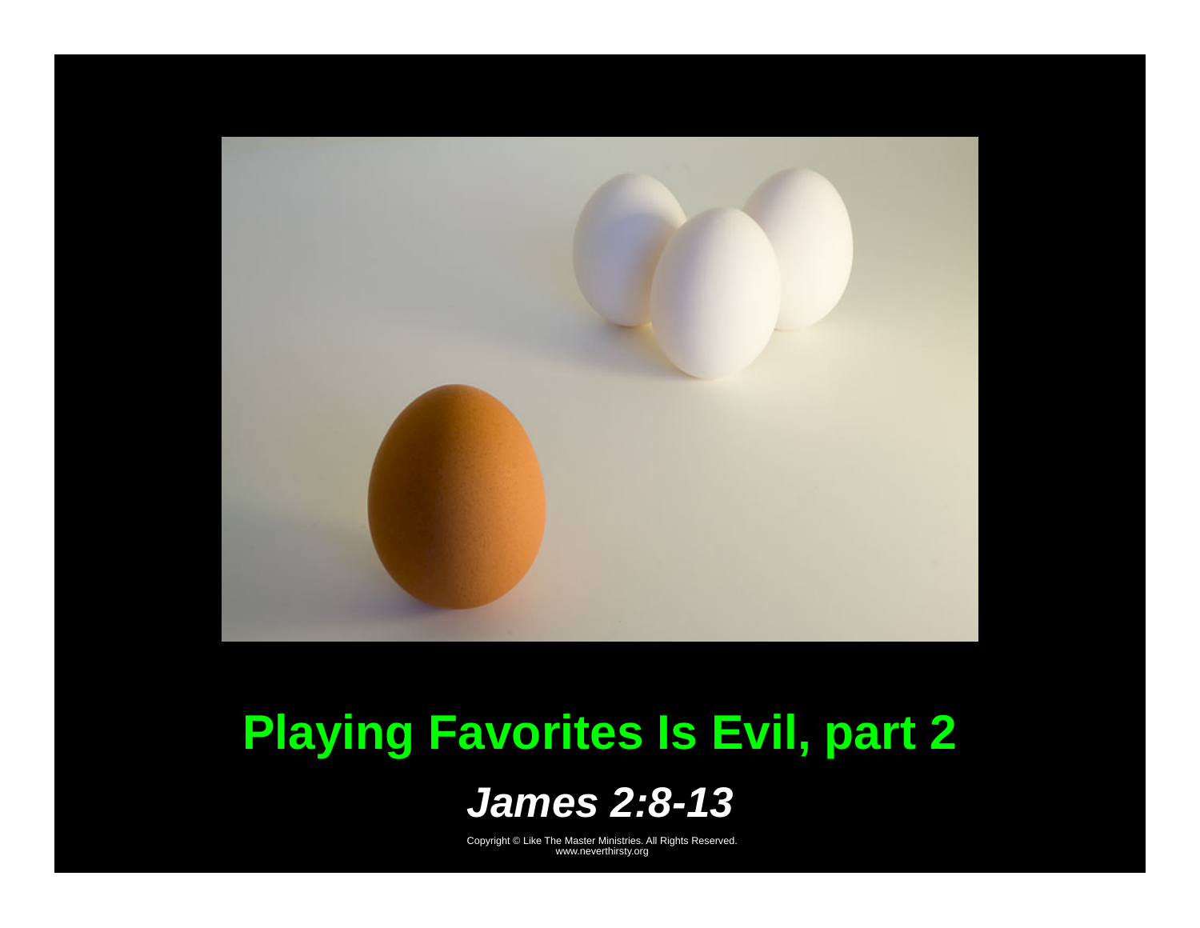# Playing Favorites Is Evil, part 2

## *James 2:8-13*

Copyright © Like The Master Ministries. All Rights Reserved.
www.neverthirsty.org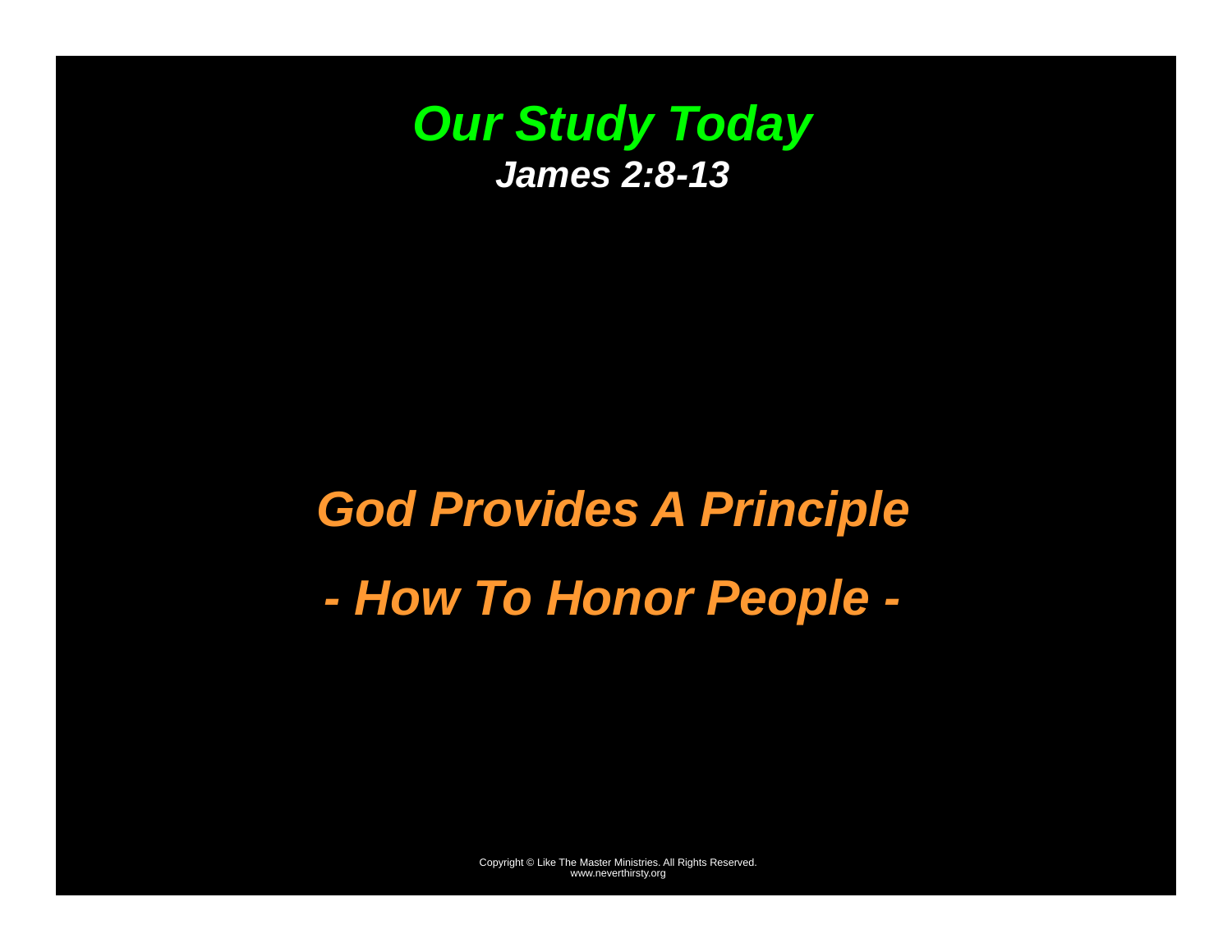# *Our Study Today*

***James 2:8-13***

## *God Provides A Principle*

## *- How To Honor People -*

Copyright © Like The Master Ministries. All Rights Reserved.
www.neverthirsty.org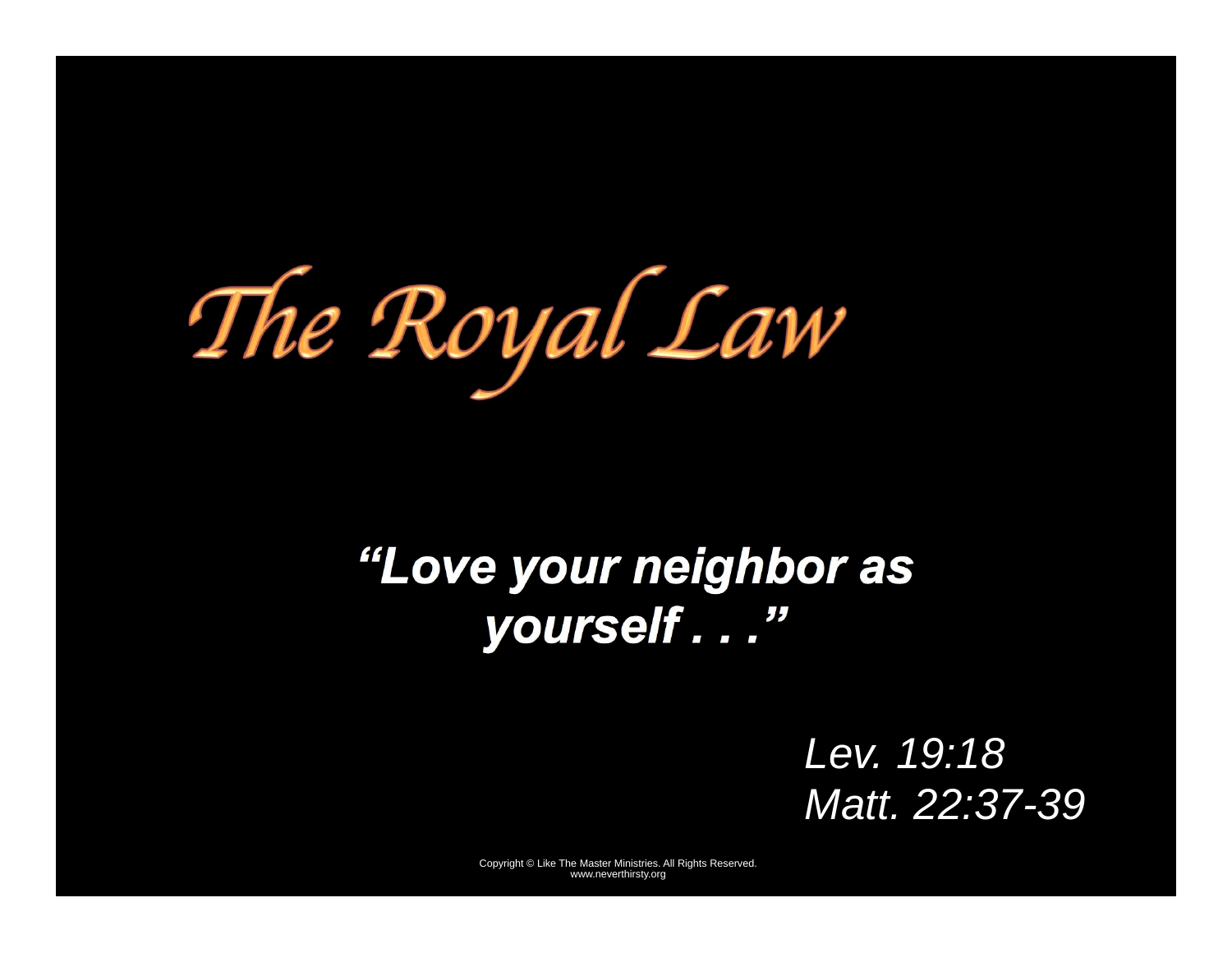# The Royal Law

***"Love your neighbor as yourself . . ."***

*Lev. 19:18*
*Matt. 22:37-39*

Copyright © Like The Master Ministries. All Rights Reserved.
www.neverthirsty.org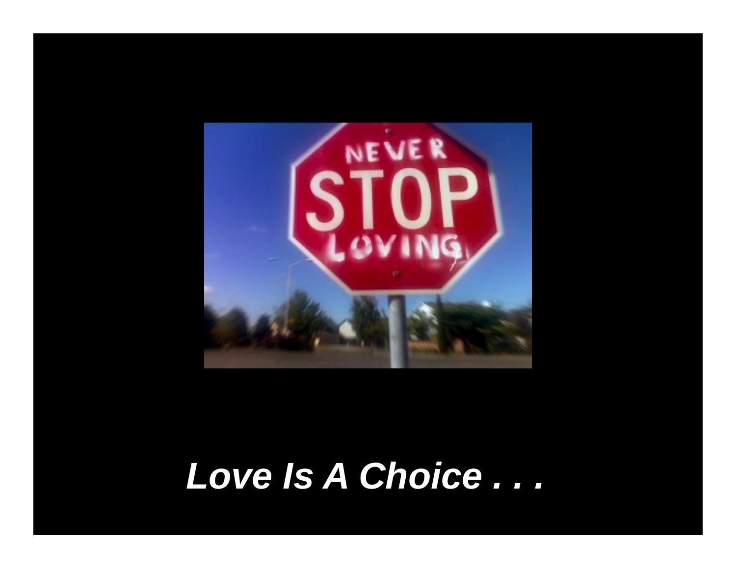*Love Is A Choice . . .*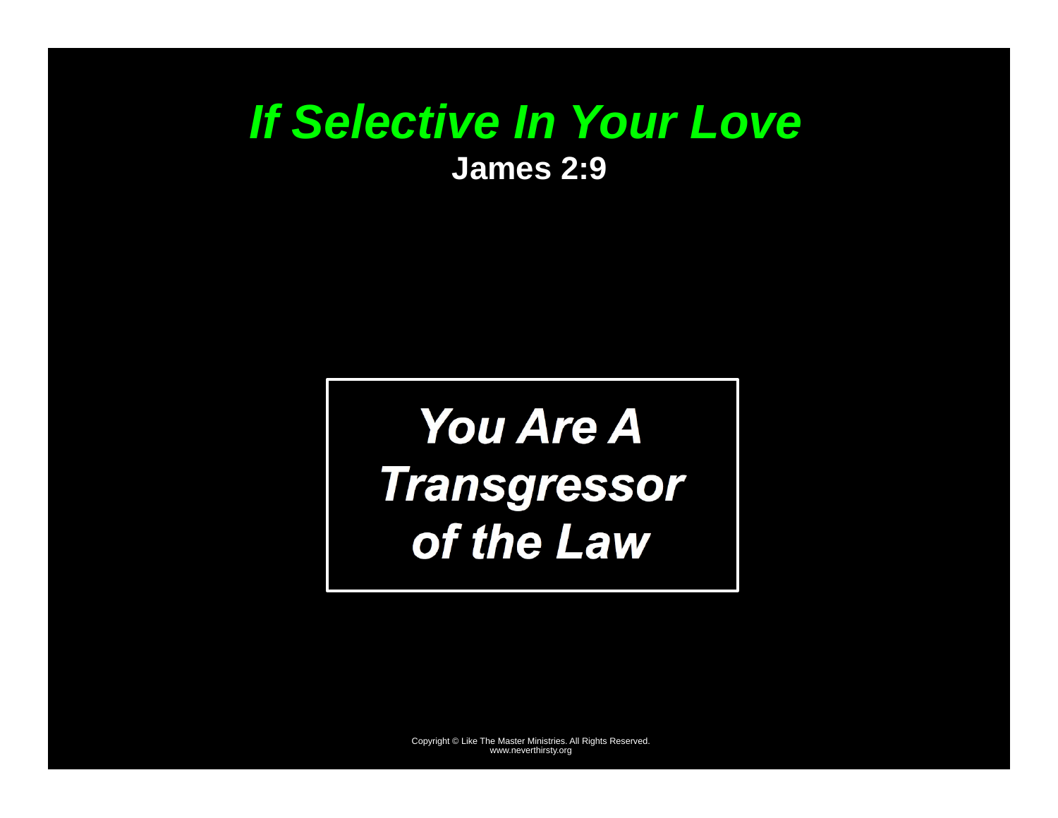# *If Selective In Your Love*

**James 2:9**

***You Are A Transgressor of the Law***

Copyright © Like The Master Ministries. All Rights Reserved.
www.neverthirsty.org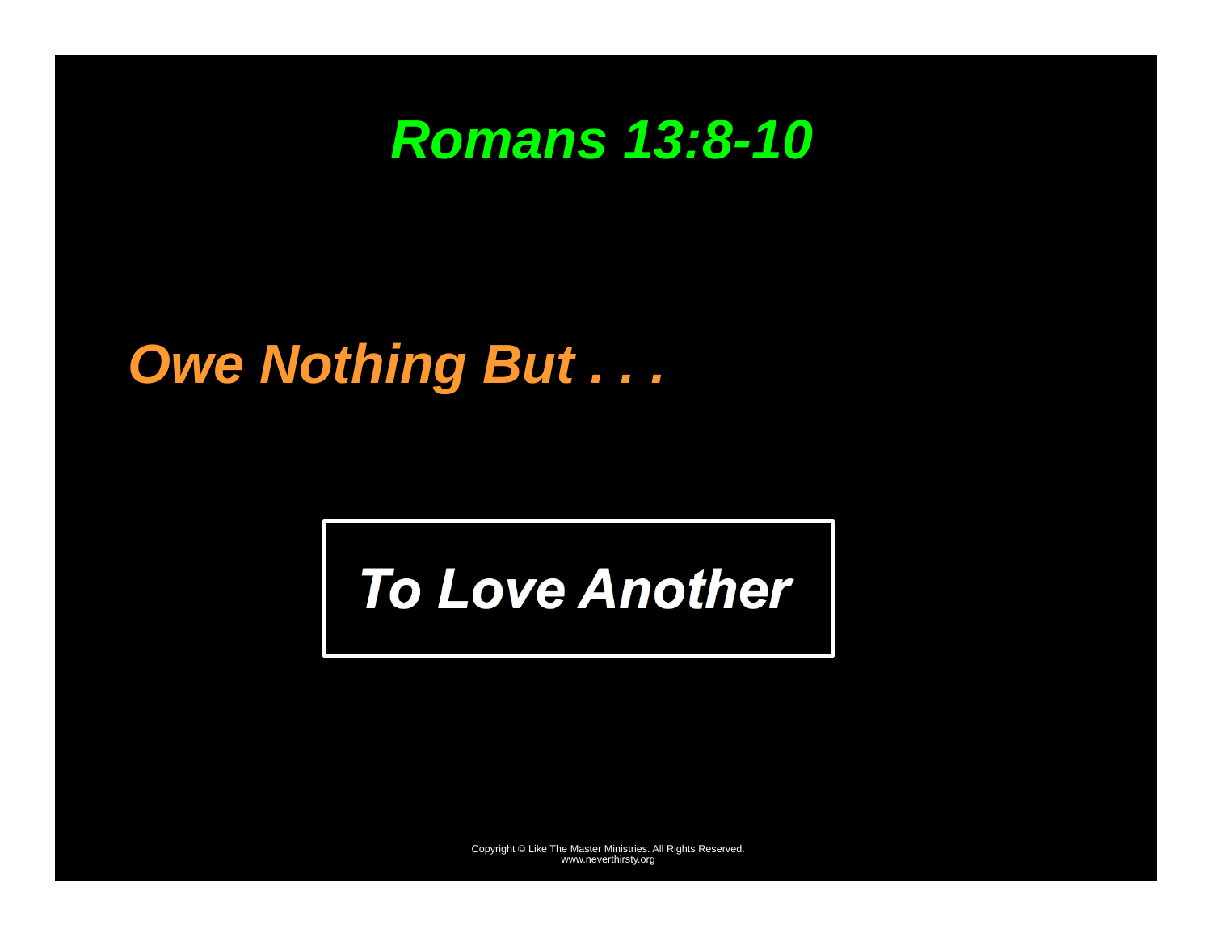# *Romans 13:8-10*

## *Owe Nothing But . . .*

***To Love Another***

Copyright © Like The Master Ministries. All Rights Reserved.
www.neverthirsty.org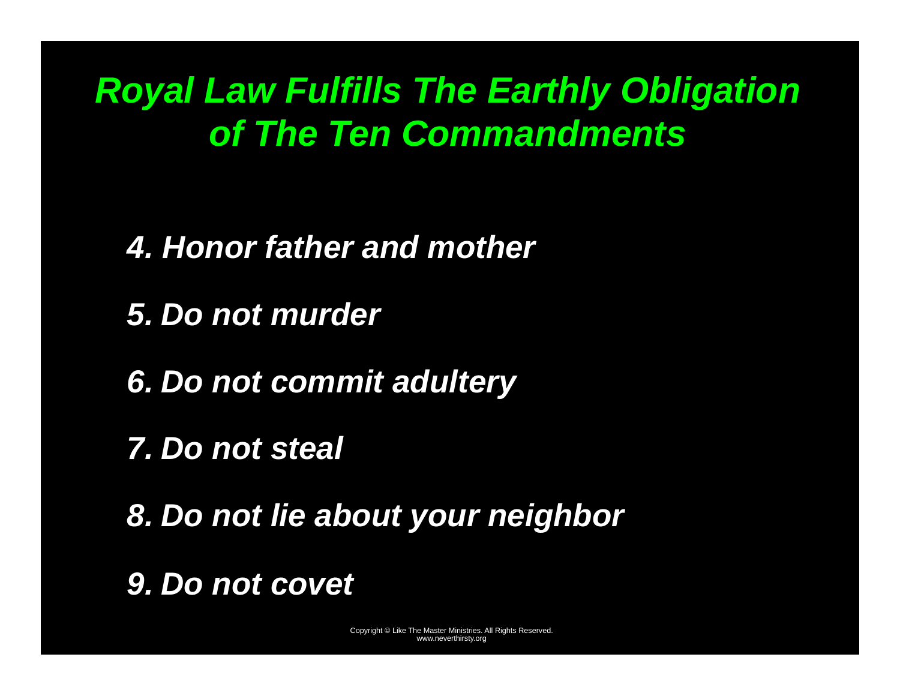# *Royal Law Fulfills The Earthly Obligation of The Ten Commandments*

***4. Honor father and mother***

***5. Do not murder***

***6. Do not commit adultery***

***7. Do not steal***

***8. Do not lie about your neighbor***

***9. Do not covet***

Copyright © Like The Master Ministries. All Rights Reserved.
www.neverthirsty.org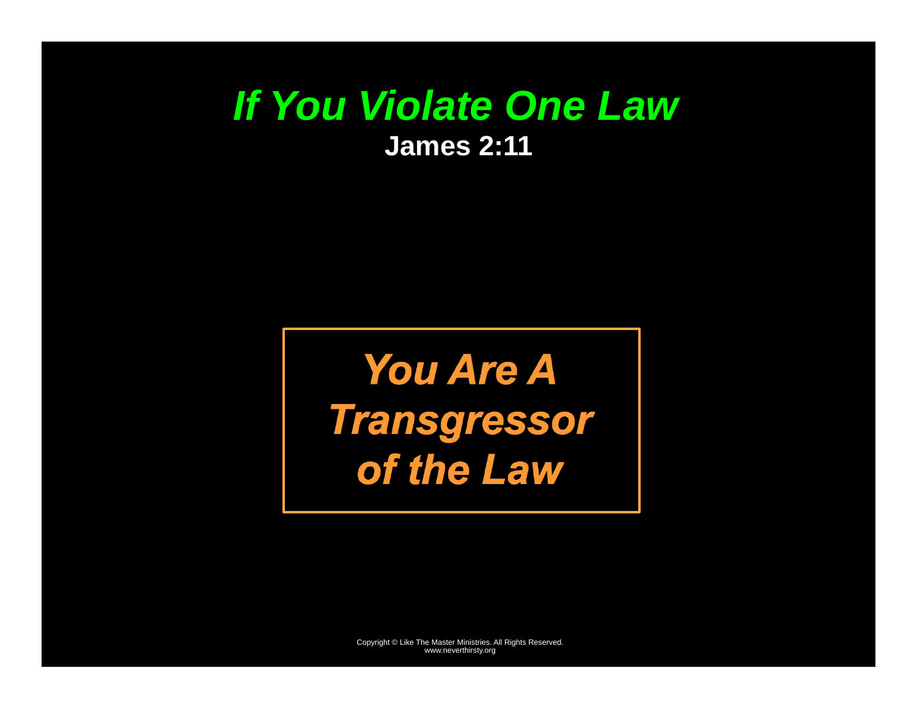# *If You Violate One Law*

**James 2:11**

***You Are A Transgressor of the Law***

Copyright © Like The Master Ministries. All Rights Reserved.
www.neverthirsty.org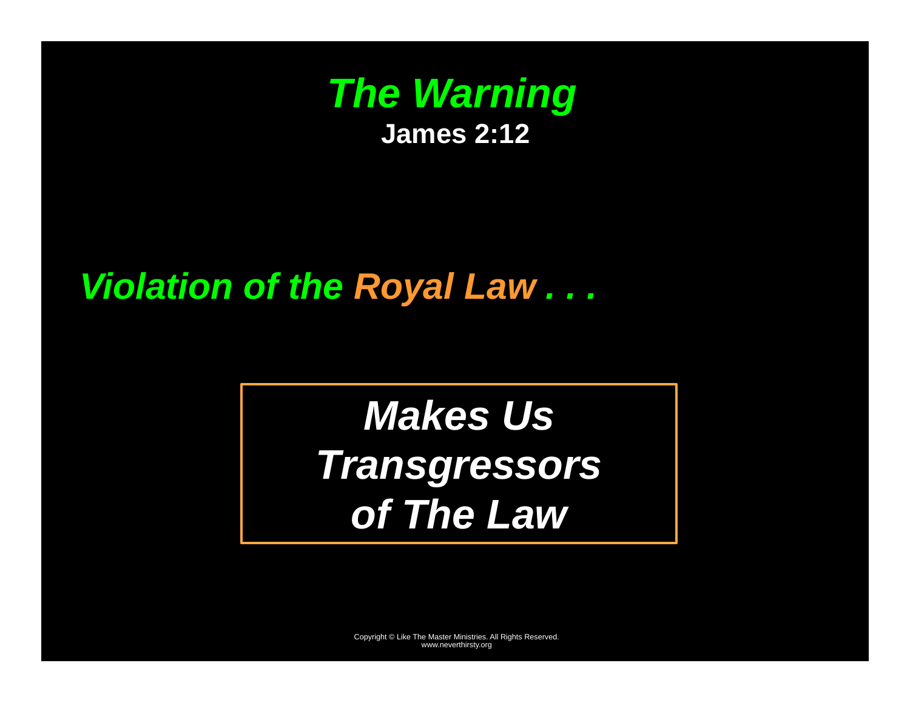# *The Warning*

**James 2:12**

## *Violation of the Royal Law . . .*

***Makes Us Transgressors of The Law***

Copyright © Like The Master Ministries. All Rights Reserved.
www.neverthirsty.org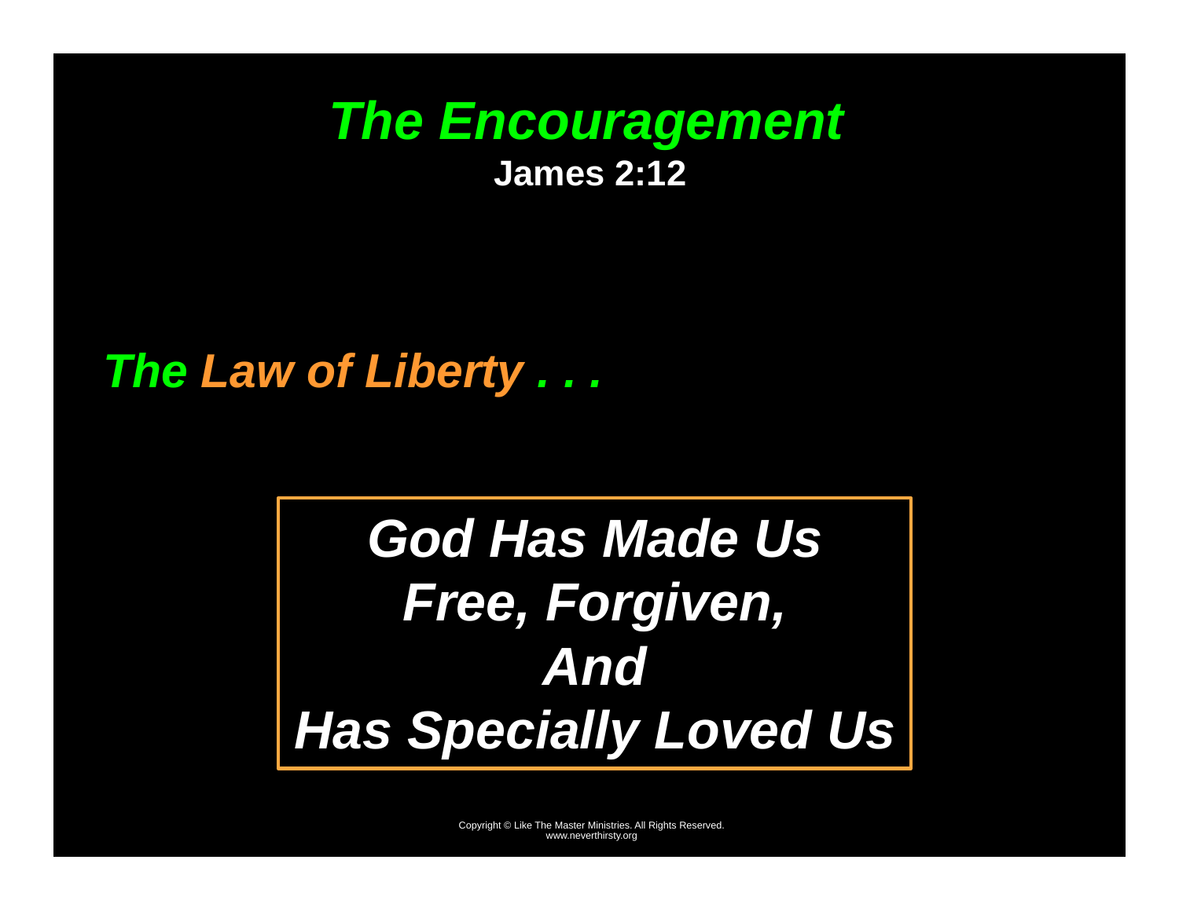# *The Encouragement*

**James 2:12**

***The Law of Liberty . . .***

***God Has Made Us***
***Free, Forgiven,***
***And***
***Has Specially Loved Us***

Copyright © Like The Master Ministries. All Rights Reserved.
www.neverthirsty.org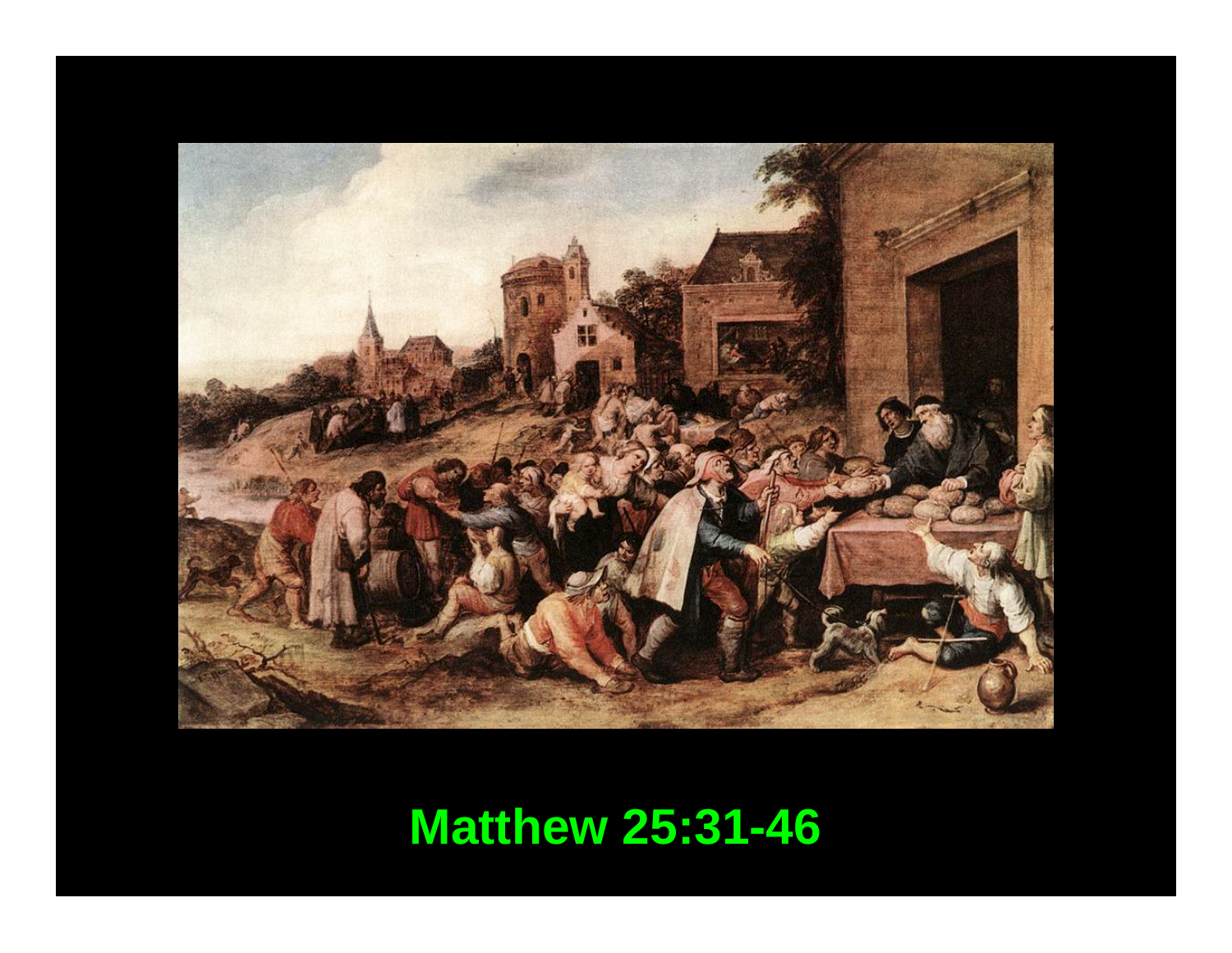Matthew 25:31-46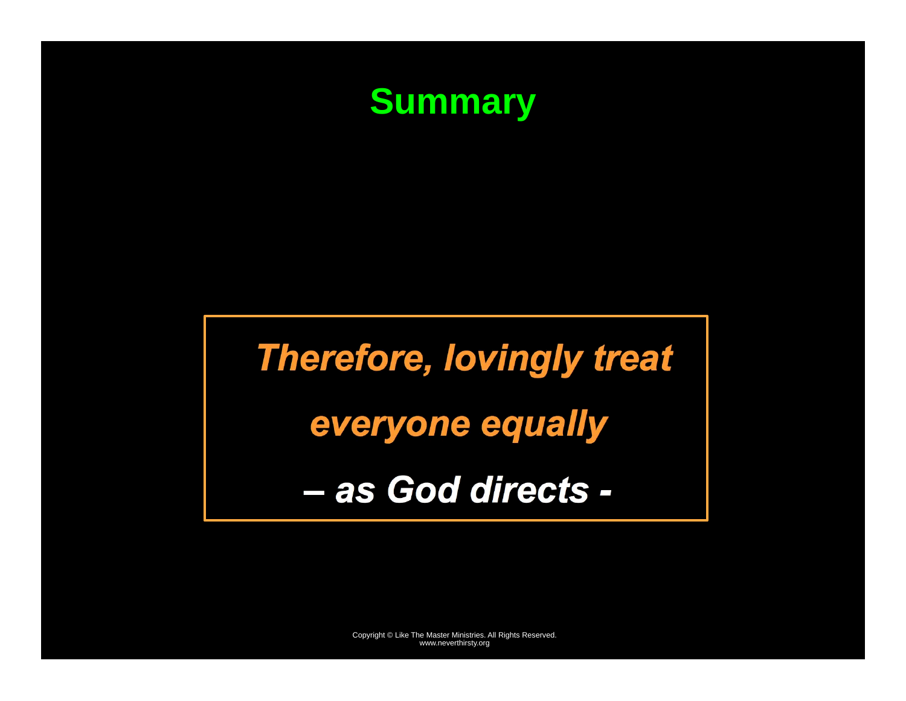# Summary

***Therefore, lovingly treat everyone equally***

***– as God directs -***

Copyright © Like The Master Ministries. All Rights Reserved.
www.neverthirsty.org